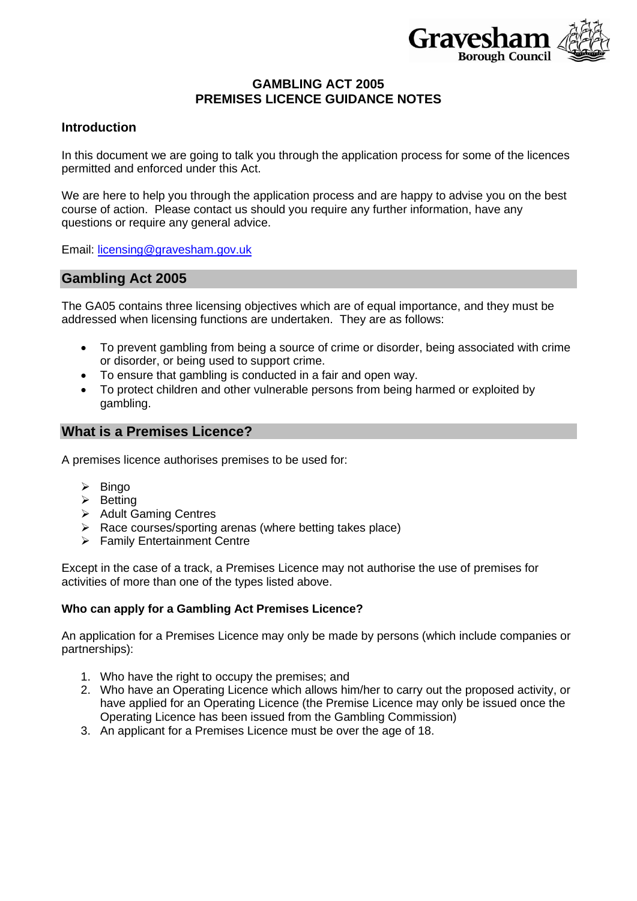Gravesham Borough Council

# GAMBLING ACT 2005
# PREMISES LICENCE GUIDANCE NOTES

### Introduction

In this document we are going to talk you through the application process for some of the licences permitted and enforced under this Act.

We are here to help you through the application process and are happy to advise you on the best course of action. Please contact us should you require any further information, have any questions or require any general advice.

Email: licensing@gravesham.gov.uk

## Gambling Act 2005

The GA05 contains three licensing objectives which are of equal importance, and they must be addressed when licensing functions are undertaken. They are as follows:

- To prevent gambling from being a source of crime or disorder, being associated with crime or disorder, or being used to support crime.
- To ensure that gambling is conducted in a fair and open way.
- To protect children and other vulnerable persons from being harmed or exploited by gambling.

## What is a Premises Licence?

A premises licence authorises premises to be used for:

- Bingo
- Betting
- Adult Gaming Centres
- Race courses/sporting arenas (where betting takes place)
- Family Entertainment Centre

Except in the case of a track, a Premises Licence may not authorise the use of premises for activities of more than one of the types listed above.

**Who can apply for a Gambling Act Premises Licence?**

An application for a Premises Licence may only be made by persons (which include companies or partnerships):

1. Who have the right to occupy the premises; and
2. Who have an Operating Licence which allows him/her to carry out the proposed activity, or have applied for an Operating Licence (the Premise Licence may only be issued once the Operating Licence has been issued from the Gambling Commission)
3. An applicant for a Premises Licence must be over the age of 18.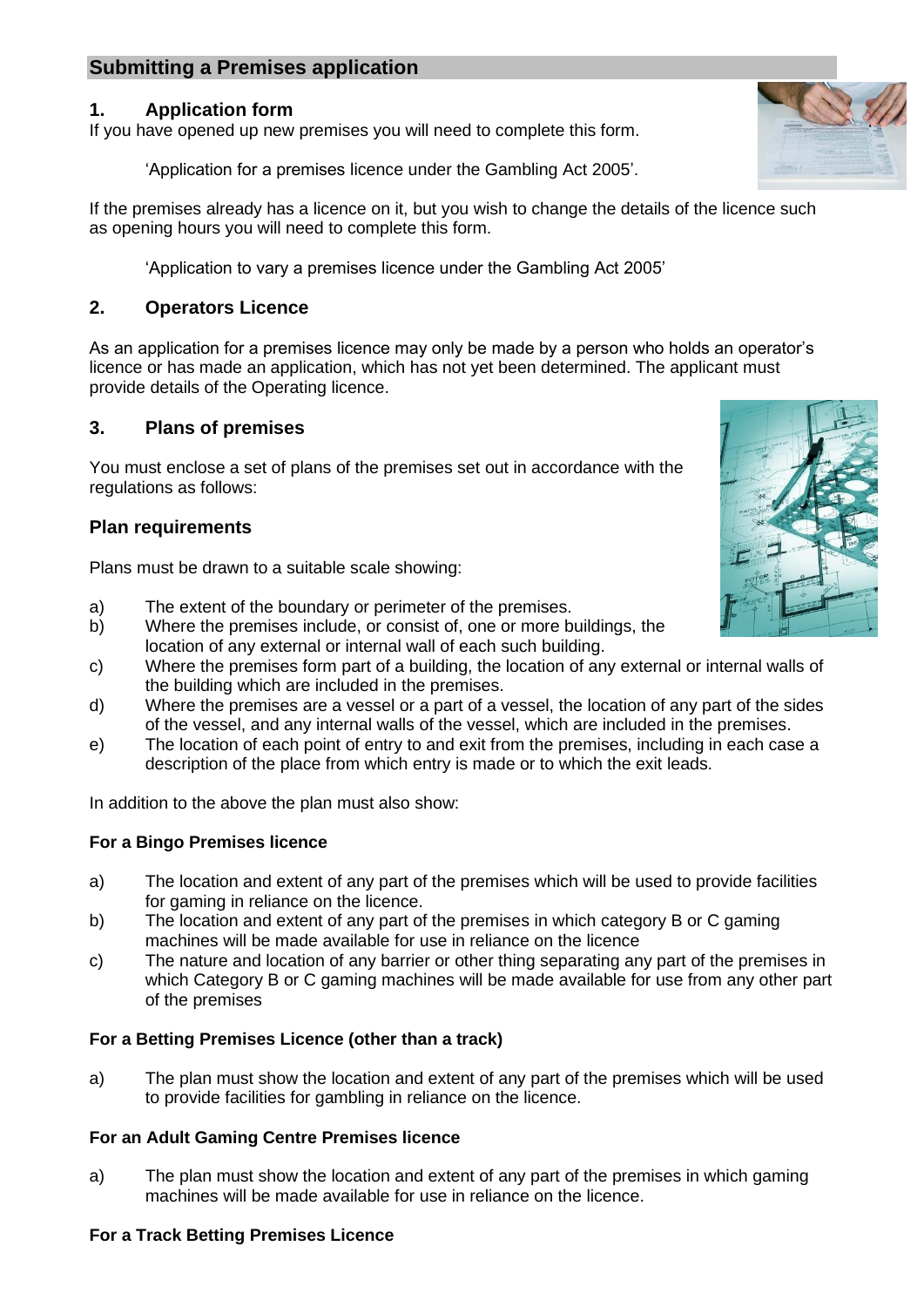## Submitting a Premises application

### 1. Application form

If you have opened up new premises you will need to complete this form.

'Application for a premises licence under the Gambling Act 2005'.

If the premises already has a licence on it, but you wish to change the details of the licence such as opening hours you will need to complete this form.

'Application to vary a premises licence under the Gambling Act 2005'

### 2. Operators Licence

As an application for a premises licence may only be made by a person who holds an operator's licence or has made an application, which has not yet been determined. The applicant must provide details of the Operating licence.

### 3. Plans of premises

You must enclose a set of plans of the premises set out in accordance with the regulations as follows:

### Plan requirements

Plans must be drawn to a suitable scale showing:

a) The extent of the boundary or perimeter of the premises.
b) Where the premises include, or consist of, one or more buildings, the location of any external or internal wall of each such building.
c) Where the premises form part of a building, the location of any external or internal walls of the building which are included in the premises.
d) Where the premises are a vessel or a part of a vessel, the location of any part of the sides of the vessel, and any internal walls of the vessel, which are included in the premises.
e) The location of each point of entry to and exit from the premises, including in each case a description of the place from which entry is made or to which the exit leads.

In addition to the above the plan must also show:

**For a Bingo Premises licence**

a) The location and extent of any part of the premises which will be used to provide facilities for gaming in reliance on the licence.
b) The location and extent of any part of the premises in which category B or C gaming machines will be made available for use in reliance on the licence
c) The nature and location of any barrier or other thing separating any part of the premises in which Category B or C gaming machines will be made available for use from any other part of the premises

**For a Betting Premises Licence (other than a track)**

a) The plan must show the location and extent of any part of the premises which will be used to provide facilities for gambling in reliance on the licence.

**For an Adult Gaming Centre Premises licence**

a) The plan must show the location and extent of any part of the premises in which gaming machines will be made available for use in reliance on the licence.

**For a Track Betting Premises Licence**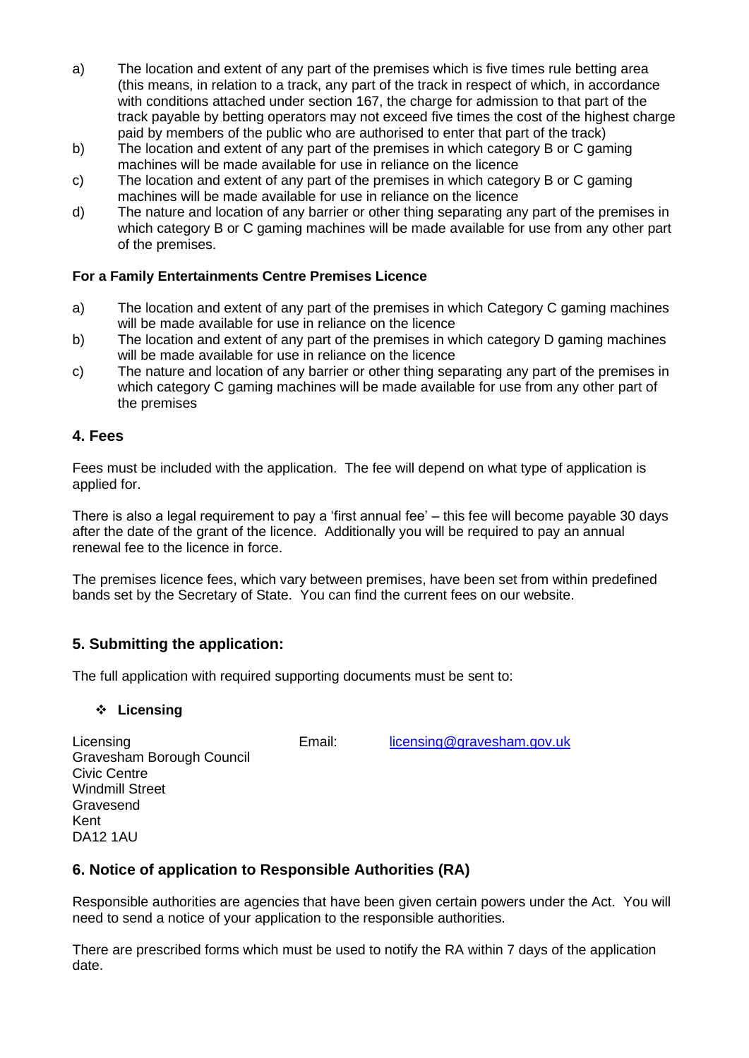a) The location and extent of any part of the premises which is five times rule betting area (this means, in relation to a track, any part of the track in respect of which, in accordance with conditions attached under section 167, the charge for admission to that part of the track payable by betting operators may not exceed five times the cost of the highest charge paid by members of the public who are authorised to enter that part of the track)

b) The location and extent of any part of the premises in which category B or C gaming machines will be made available for use in reliance on the licence

c) The location and extent of any part of the premises in which category B or C gaming machines will be made available for use in reliance on the licence

d) The nature and location of any barrier or other thing separating any part of the premises in which category B or C gaming machines will be made available for use from any other part of the premises.

**For a Family Entertainments Centre Premises Licence**

a) The location and extent of any part of the premises in which Category C gaming machines will be made available for use in reliance on the licence

b) The location and extent of any part of the premises in which category D gaming machines will be made available for use in reliance on the licence

c) The nature and location of any barrier or other thing separating any part of the premises in which category C gaming machines will be made available for use from any other part of the premises

## 4. Fees

Fees must be included with the application. The fee will depend on what type of application is applied for.

There is also a legal requirement to pay a 'first annual fee' – this fee will become payable 30 days after the date of the grant of the licence. Additionally you will be required to pay an annual renewal fee to the licence in force.

The premises licence fees, which vary between premises, have been set from within predefined bands set by the Secretary of State. You can find the current fees on our website.

## 5. Submitting the application:

The full application with required supporting documents must be sent to:

- **Licensing**

Licensing
Gravesham Borough Council
Civic Centre
Windmill Street
Gravesend
Kent
DA12 1AU

Email: licensing@gravesham.gov.uk

## 6. Notice of application to Responsible Authorities (RA)

Responsible authorities are agencies that have been given certain powers under the Act. You will need to send a notice of your application to the responsible authorities.

There are prescribed forms which must be used to notify the RA within 7 days of the application date.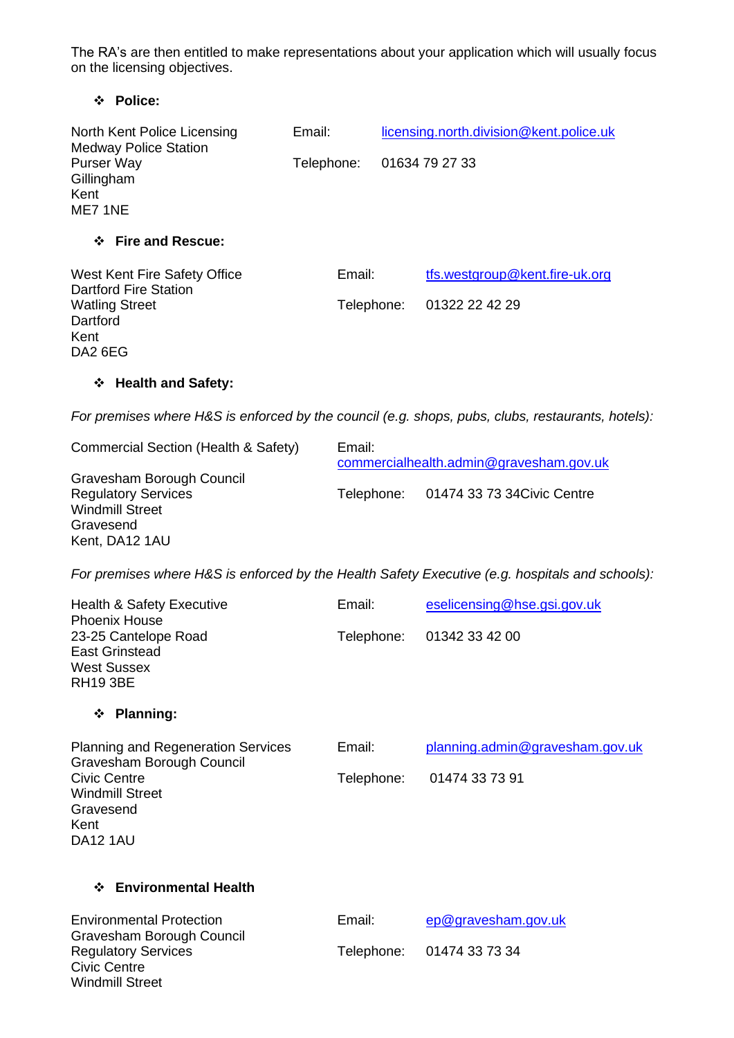The RA's are then entitled to make representations about your application which will usually focus on the licensing objectives.

- **Police:**

North Kent Police Licensing
Medway Police Station
Purser Way
Gillingham
Kent
ME7 1NE

Email: licensing.north.division@kent.police.uk

Telephone: 01634 79 27 33

- **Fire and Rescue:**

West Kent Fire Safety Office
Dartford Fire Station
Watling Street
Dartford
Kent
DA2 6EG

Email: tfs.westgroup@kent.fire-uk.org

Telephone: 01322 22 42 29

- **Health and Safety:**

*For premises where H&S is enforced by the council (e.g. shops, pubs, clubs, restaurants, hotels):*

Commercial Section (Health & Safety)
Gravesham Borough Council
Regulatory Services
Windmill Street
Gravesend
Kent, DA12 1AU

Email: commercialhealth.admin@gravesham.gov.uk

Telephone: 01474 33 73 34Civic Centre

*For premises where H&S is enforced by the Health Safety Executive (e.g. hospitals and schools):*

Health & Safety Executive
Phoenix House
23-25 Cantelope Road
East Grinstead
West Sussex
RH19 3BE

Email: eselicensing@hse.gsi.gov.uk

Telephone: 01342 33 42 00

- **Planning:**

Planning and Regeneration Services
Gravesham Borough Council
Civic Centre
Windmill Street
Gravesend
Kent
DA12 1AU

Email: planning.admin@gravesham.gov.uk

Telephone: 01474 33 73 91

- **Environmental Health**

Environmental Protection
Gravesham Borough Council
Regulatory Services
Civic Centre
Windmill Street

Email: ep@gravesham.gov.uk

Telephone: 01474 33 73 34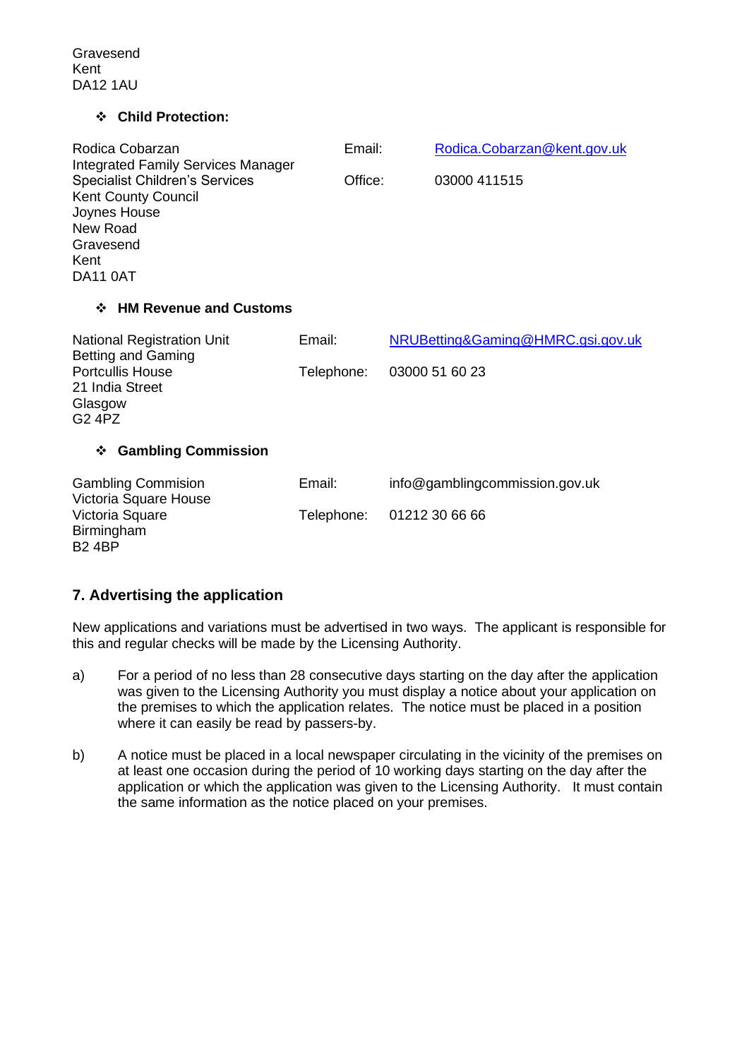Gravesend
Kent
DA12 1AU

- **Child Protection:**

Rodica Cobarzan
Integrated Family Services Manager
Specialist Children's Services
Kent County Council
Joynes House
New Road
Gravesend
Kent
DA11 0AT

Email: Rodica.Cobarzan@kent.gov.uk

Office: 03000 411515

- **HM Revenue and Customs**

National Registration Unit
Betting and Gaming
Portcullis House
21 India Street
Glasgow
G2 4PZ

Email: NRUBetting&Gaming@HMRC.gsi.gov.uk

Telephone: 03000 51 60 23

- **Gambling Commission**

Gambling Commision
Victoria Square House
Victoria Square
Birmingham
B2 4BP

Email: info@gamblingcommission.gov.uk

Telephone: 01212 30 66 66

## 7. Advertising the application

New applications and variations must be advertised in two ways. The applicant is responsible for this and regular checks will be made by the Licensing Authority.

a) For a period of no less than 28 consecutive days starting on the day after the application was given to the Licensing Authority you must display a notice about your application on the premises to which the application relates. The notice must be placed in a position where it can easily be read by passers-by.

b) A notice must be placed in a local newspaper circulating in the vicinity of the premises on at least one occasion during the period of 10 working days starting on the day after the application or which the application was given to the Licensing Authority. It must contain the same information as the notice placed on your premises.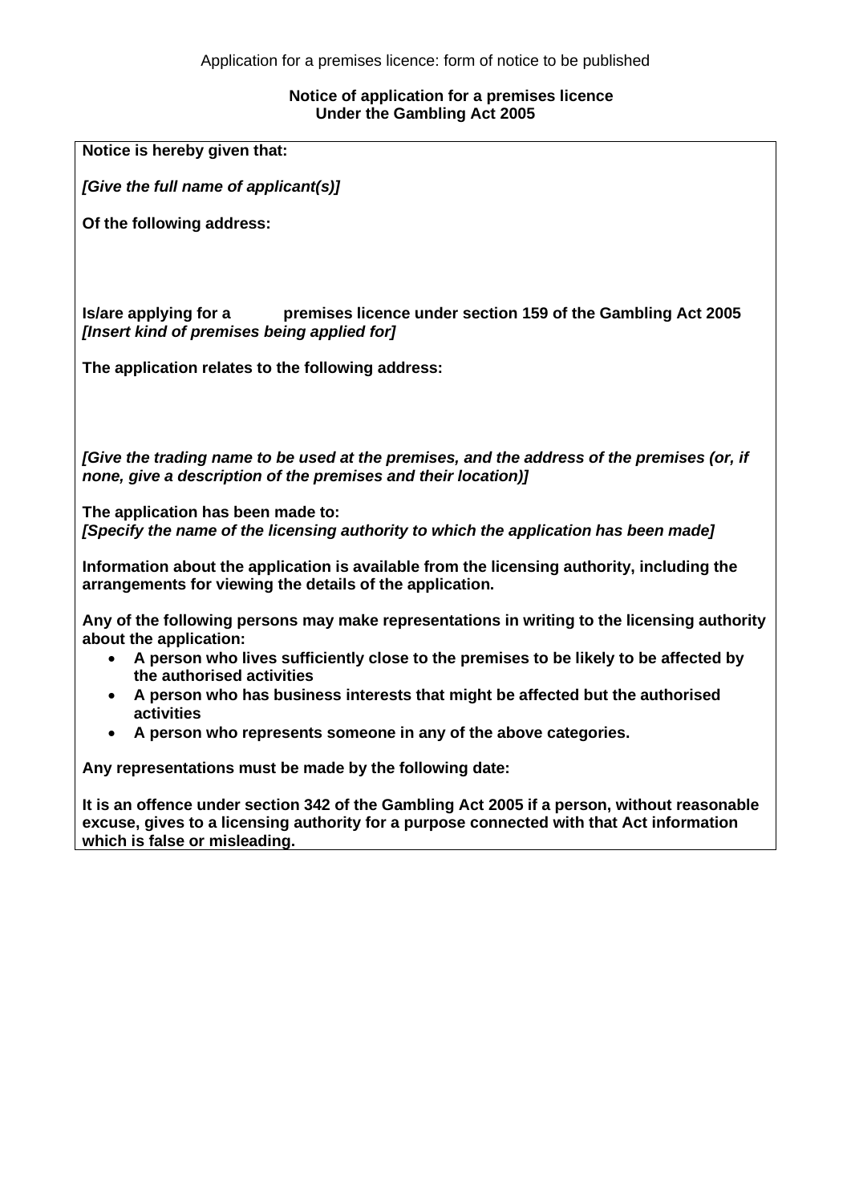Application for a premises licence: form of notice to be published

**Notice of application for a premises licence**
**Under the Gambling Act 2005**

**Notice is hereby given that:**

***[Give the full name of applicant(s)]***

**Of the following address:**

**Is/are applying for a premises licence under section 159 of the Gambling Act 2005**
***[Insert kind of premises being applied for]***

**The application relates to the following address:**

***[Give the trading name to be used at the premises, and the address of the premises (or, if none, give a description of the premises and their location)]***

**The application has been made to:**
***[Specify the name of the licensing authority to which the application has been made]***

**Information about the application is available from the licensing authority, including the arrangements for viewing the details of the application.**

**Any of the following persons may make representations in writing to the licensing authority about the application:**

- **A person who lives sufficiently close to the premises to be likely to be affected by the authorised activities**
- **A person who has business interests that might be affected but the authorised activities**
- **A person who represents someone in any of the above categories.**

**Any representations must be made by the following date:**

**It is an offence under section 342 of the Gambling Act 2005 if a person, without reasonable excuse, gives to a licensing authority for a purpose connected with that Act information which is false or misleading.**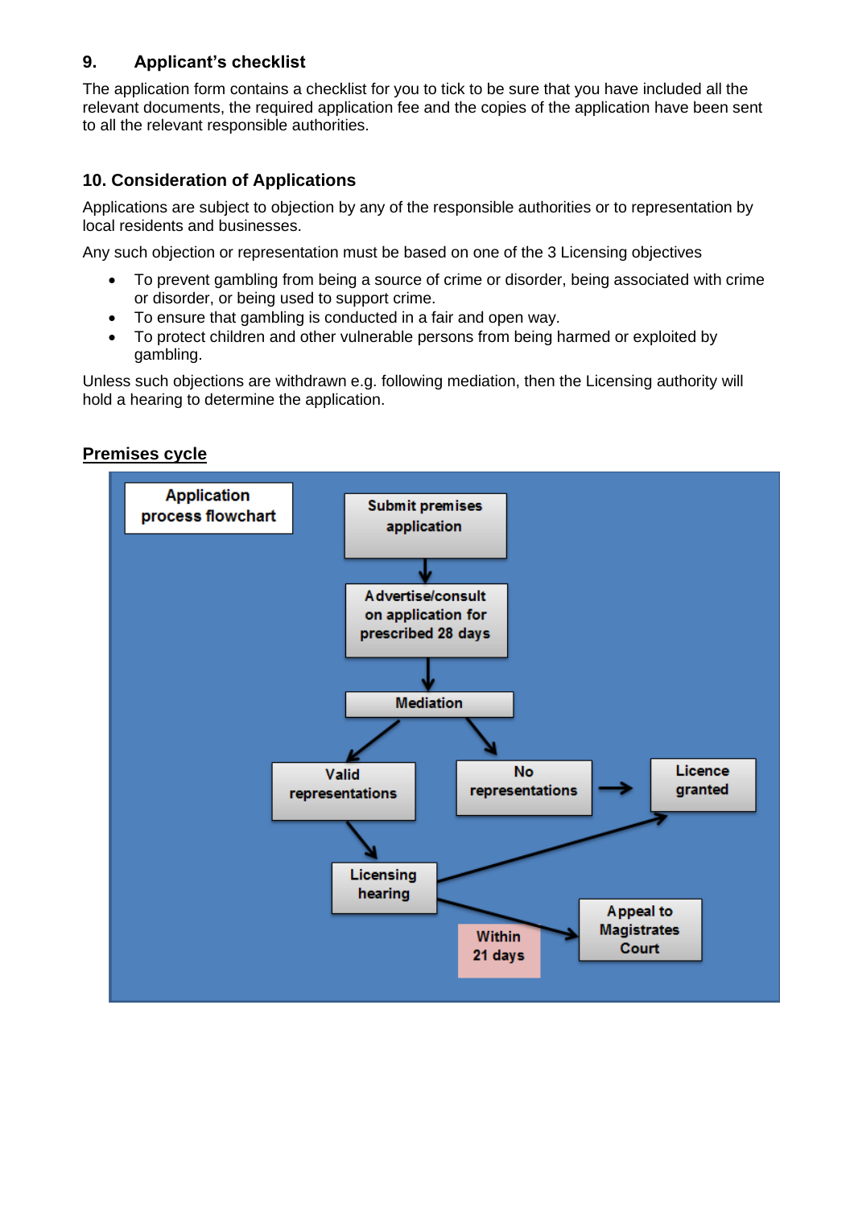## 9. Applicant's checklist

The application form contains a checklist for you to tick to be sure that you have included all the relevant documents, the required application fee and the copies of the application have been sent to all the relevant responsible authorities.

## 10. Consideration of Applications

Applications are subject to objection by any of the responsible authorities or to representation by local residents and businesses.

Any such objection or representation must be based on one of the 3 Licensing objectives

- To prevent gambling from being a source of crime or disorder, being associated with crime or disorder, or being used to support crime.
- To ensure that gambling is conducted in a fair and open way.
- To protect children and other vulnerable persons from being harmed or exploited by gambling.

Unless such objections are withdrawn e.g. following mediation, then the Licensing authority will hold a hearing to determine the application.

**Premises cycle**

**Application process flowchart**

- Submit premises application
- → Advertise/consult on application for prescribed 28 days
- → Mediation
  - → Valid representations → Licensing hearing
    - → Licence granted
    - → Appeal to Magistrates Court (Within 21 days)
  - → No representations → Licence granted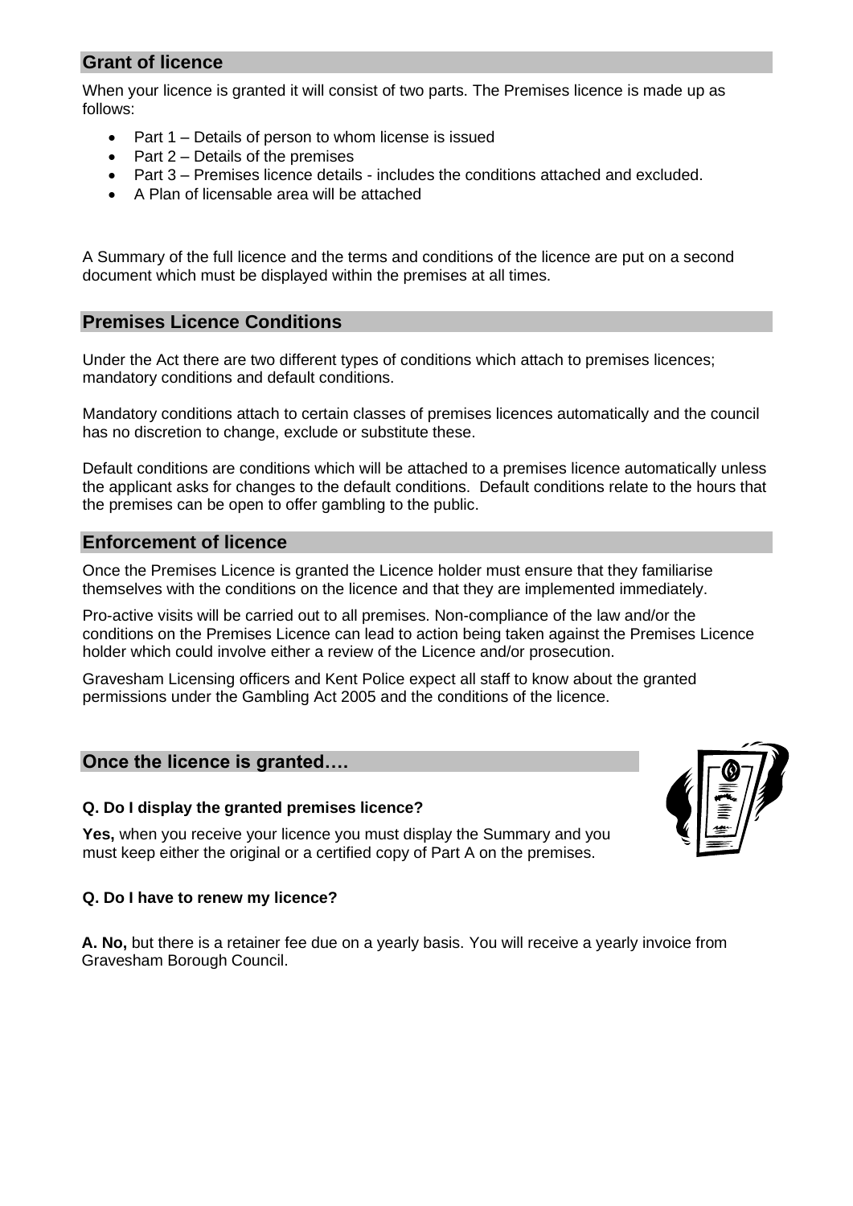## Grant of licence

When your licence is granted it will consist of two parts. The Premises licence is made up as follows:

- Part 1 – Details of person to whom license is issued
- Part 2 – Details of the premises
- Part 3 – Premises licence details - includes the conditions attached and excluded.
- A Plan of licensable area will be attached

A Summary of the full licence and the terms and conditions of the licence are put on a second document which must be displayed within the premises at all times.

## Premises Licence Conditions

Under the Act there are two different types of conditions which attach to premises licences; mandatory conditions and default conditions.

Mandatory conditions attach to certain classes of premises licences automatically and the council has no discretion to change, exclude or substitute these.

Default conditions are conditions which will be attached to a premises licence automatically unless the applicant asks for changes to the default conditions. Default conditions relate to the hours that the premises can be open to offer gambling to the public.

## Enforcement of licence

Once the Premises Licence is granted the Licence holder must ensure that they familiarise themselves with the conditions on the licence and that they are implemented immediately.

Pro-active visits will be carried out to all premises. Non-compliance of the law and/or the conditions on the Premises Licence can lead to action being taken against the Premises Licence holder which could involve either a review of the Licence and/or prosecution.

Gravesham Licensing officers and Kent Police expect all staff to know about the granted permissions under the Gambling Act 2005 and the conditions of the licence.

## Once the licence is granted….

**Q. Do I display the granted premises licence?**

**Yes,** when you receive your licence you must display the Summary and you must keep either the original or a certified copy of Part A on the premises.

**Q. Do I have to renew my licence?**

**A. No,** but there is a retainer fee due on a yearly basis. You will receive a yearly invoice from Gravesham Borough Council.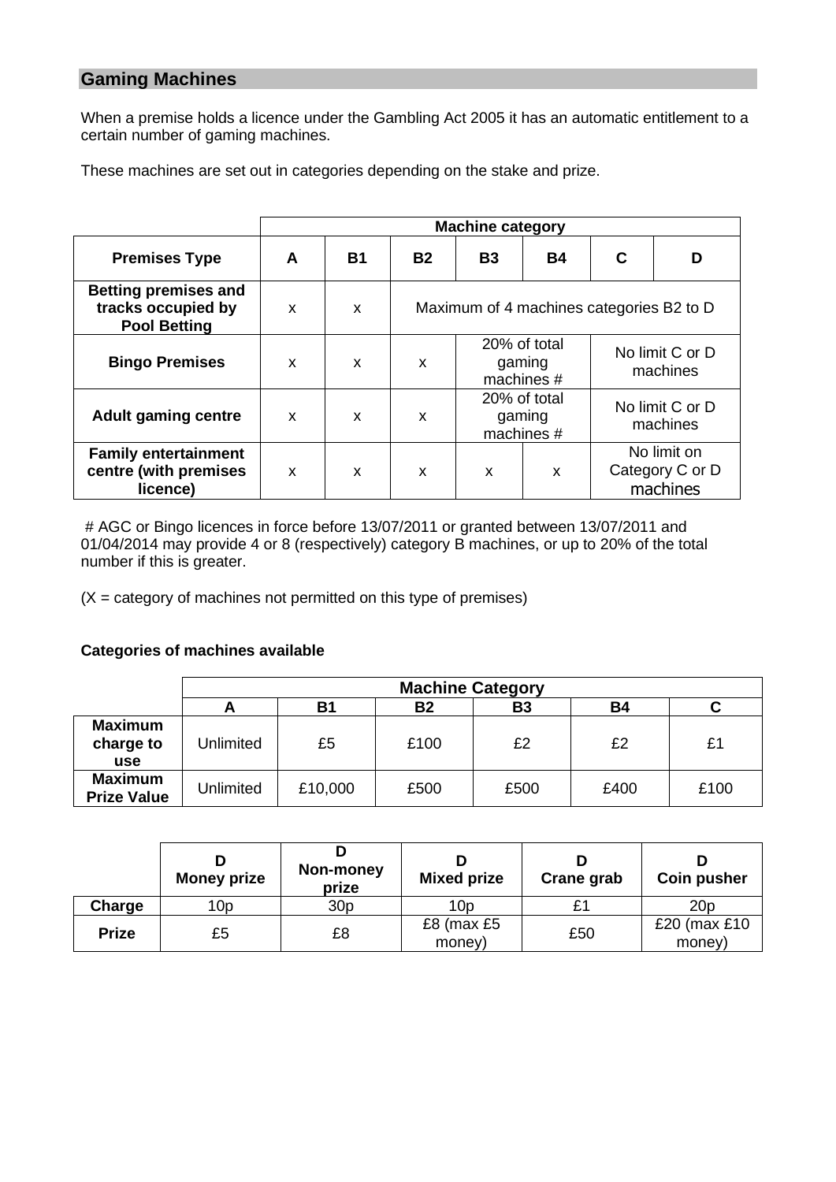## Gaming Machines

When a premise holds a licence under the Gambling Act 2005 it has an automatic entitlement to a certain number of gaming machines.

These machines are set out in categories depending on the stake and prize.

| | Machine category | | | | | | |
|---|---|---|---|---|---|---|---|
| **Premises Type** | **A** | **B1** | **B2** | **B3** | **B4** | **C** | **D** |
| **Betting premises and tracks occupied by Pool Betting** | x | x | Maximum of 4 machines categories B2 to D | | | | |
| **Bingo Premises** | x | x | x | 20% of total gaming machines # | | No limit C or D machines | |
| **Adult gaming centre** | x | x | x | 20% of total gaming machines # | | No limit C or D machines | |
| **Family entertainment centre (with premises licence)** | x | x | x | x | x | No limit on Category C or D machines | |

# AGC or Bingo licences in force before 13/07/2011 or granted between 13/07/2011 and 01/04/2014 may provide 4 or 8 (respectively) category B machines, or up to 20% of the total number if this is greater.

(X = category of machines not permitted on this type of premises)

**Categories of machines available**

| | Machine Category | | | | | |
|---|---|---|---|---|---|---|
| | **A** | **B1** | **B2** | **B3** | **B4** | **C** |
| **Maximum charge to use** | Unlimited | £5 | £100 | £2 | £2 | £1 |
| **Maximum Prize Value** | Unlimited | £10,000 | £500 | £500 | £400 | £100 |

| | **D Money prize** | **D Non-money prize** | **D Mixed prize** | **D Crane grab** | **D Coin pusher** |
|---|---|---|---|---|---|
| **Charge** | 10p | 30p | 10p | £1 | 20p |
| **Prize** | £5 | £8 | £8 (max £5 money) | £50 | £20 (max £10 money) |